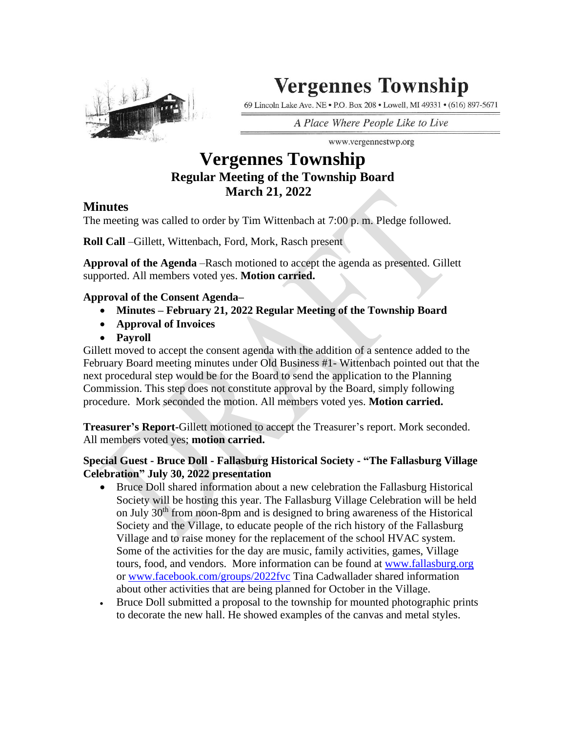# Vergennes Township

69 Lincoln Lake Ave. NE • P.O. Box 208 • Lowell, MI 49331 • (616) 897-5671

*A Place Where People Like to Live*

www.vergennestwp.org

# Vergennes Township
## Regular Meeting of the Township Board
## March 21, 2022

## Minutes

The meeting was called to order by Tim Wittenbach at 7:00 p. m. Pledge followed.

**Roll Call** –Gillett, Wittenbach, Ford, Mork, Rasch present

**Approval of the Agenda** –Rasch motioned to accept the agenda as presented. Gillett supported. All members voted yes. **Motion carried.**

**Approval of the Consent Agenda–**

- **Minutes – February 21, 2022 Regular Meeting of the Township Board**
- **Approval of Invoices**
- **Payroll**

Gillett moved to accept the consent agenda with the addition of a sentence added to the February Board meeting minutes under Old Business #1- Wittenbach pointed out that the next procedural step would be for the Board to send the application to the Planning Commission. This step does not constitute approval by the Board, simply following procedure. Mork seconded the motion. All members voted yes. **Motion carried.**

**Treasurer's Report**-Gillett motioned to accept the Treasurer's report. Mork seconded. All members voted yes; **motion carried.**

**Special Guest - Bruce Doll - Fallasburg Historical Society - "The Fallasburg Village Celebration" July 30, 2022 presentation**

- Bruce Doll shared information about a new celebration the Fallasburg Historical Society will be hosting this year. The Fallasburg Village Celebration will be held on July 30th from noon-8pm and is designed to bring awareness of the Historical Society and the Village, to educate people of the rich history of the Fallasburg Village and to raise money for the replacement of the school HVAC system. Some of the activities for the day are music, family activities, games, Village tours, food, and vendors. More information can be found at www.fallasburg.org or www.facebook.com/groups/2022fvc Tina Cadwallader shared information about other activities that are being planned for October in the Village.
- Bruce Doll submitted a proposal to the township for mounted photographic prints to decorate the new hall. He showed examples of the canvas and metal styles.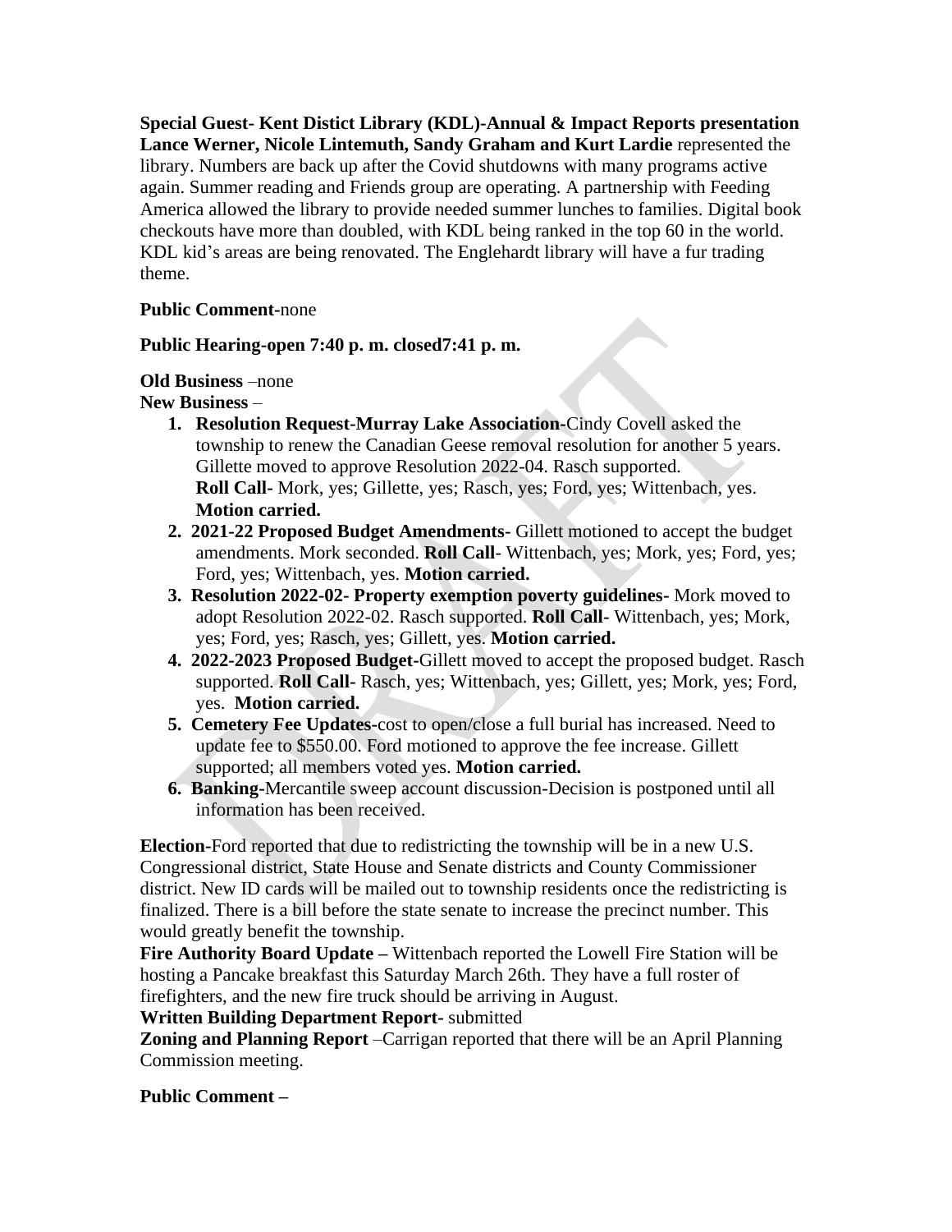**Special Guest- Kent Distict Library (KDL)-Annual & Impact Reports presentation**
**Lance Werner, Nicole Lintemuth, Sandy Graham and Kurt Lardie** represented the library. Numbers are back up after the Covid shutdowns with many programs active again. Summer reading and Friends group are operating. A partnership with Feeding America allowed the library to provide needed summer lunches to families. Digital book checkouts have more than doubled, with KDL being ranked in the top 60 in the world. KDL kid's areas are being renovated. The Englehardt library will have a fur trading theme.

**Public Comment-**none

**Public Hearing-open 7:40 p. m. closed7:41 p. m.**

**Old Business** –none

**New Business** –

1. **Resolution Request-Murray Lake Association-**Cindy Covell asked the township to renew the Canadian Geese removal resolution for another 5 years. Gillette moved to approve Resolution 2022-04. Rasch supported. **Roll Call-** Mork, yes; Gillette, yes; Rasch, yes; Ford, yes; Wittenbach, yes. **Motion carried.**
2. **2021-22 Proposed Budget Amendments-** Gillett motioned to accept the budget amendments. Mork seconded. **Roll Call**- Wittenbach, yes; Mork, yes; Ford, yes; Ford, yes; Wittenbach, yes. **Motion carried.**
3. **Resolution 2022-02- Property exemption poverty guidelines-** Mork moved to adopt Resolution 2022-02. Rasch supported. **Roll Call**- Wittenbach, yes; Mork, yes; Ford, yes; Rasch, yes; Gillett, yes. **Motion carried.**
4. **2022-2023 Proposed Budget-**Gillett moved to accept the proposed budget. Rasch supported. **Roll Call**- Rasch, yes; Wittenbach, yes; Gillett, yes; Mork, yes; Ford, yes. **Motion carried.**
5. **Cemetery Fee Updates-**cost to open/close a full burial has increased. Need to update fee to $550.00. Ford motioned to approve the fee increase. Gillett supported; all members voted yes. **Motion carried.**
6. **Banking-**Mercantile sweep account discussion-Decision is postponed until all information has been received.

**Election-**Ford reported that due to redistricting the township will be in a new U.S. Congressional district, State House and Senate districts and County Commissioner district. New ID cards will be mailed out to township residents once the redistricting is finalized. There is a bill before the state senate to increase the precinct number. This would greatly benefit the township.

**Fire Authority Board Update –** Wittenbach reported the Lowell Fire Station will be hosting a Pancake breakfast this Saturday March 26th. They have a full roster of firefighters, and the new fire truck should be arriving in August.

**Written Building Department Report-** submitted

**Zoning and Planning Report** –Carrigan reported that there will be an April Planning Commission meeting.

**Public Comment –**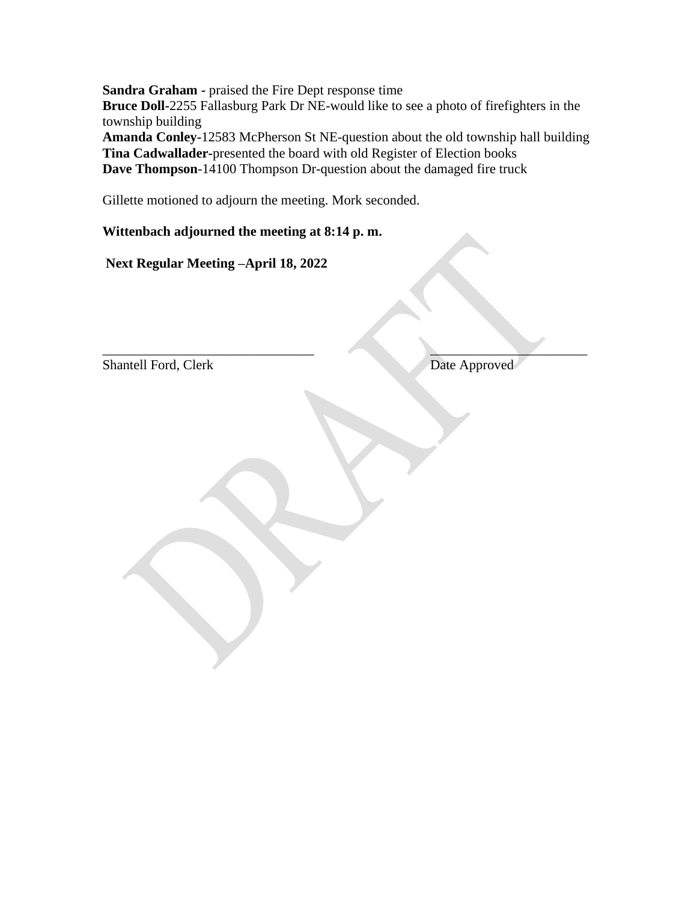**Sandra Graham -** praised the Fire Dept response time
**Bruce Doll-**2255 Fallasburg Park Dr NE-would like to see a photo of firefighters in the township building
**Amanda Conley-**12583 McPherson St NE-question about the old township hall building
**Tina Cadwallader-**presented the board with old Register of Election books
**Dave Thompson-**14100 Thompson Dr-question about the damaged fire truck

Gillette motioned to adjourn the meeting. Mork seconded.

**Wittenbach adjourned the meeting at 8:14 p. m.**

**Next Regular Meeting –April 18, 2022**

\_\_\_\_\_\_\_\_\_\_\_\_\_\_\_\_\_\_\_\_\_\_\_\_\_\_\_\_\_\_\_\_ \_\_\_\_\_\_\_\_\_\_\_\_\_\_\_\_\_\_\_\_\_\_\_\_

Shantell Ford, Clerk Date Approved

DRAFT